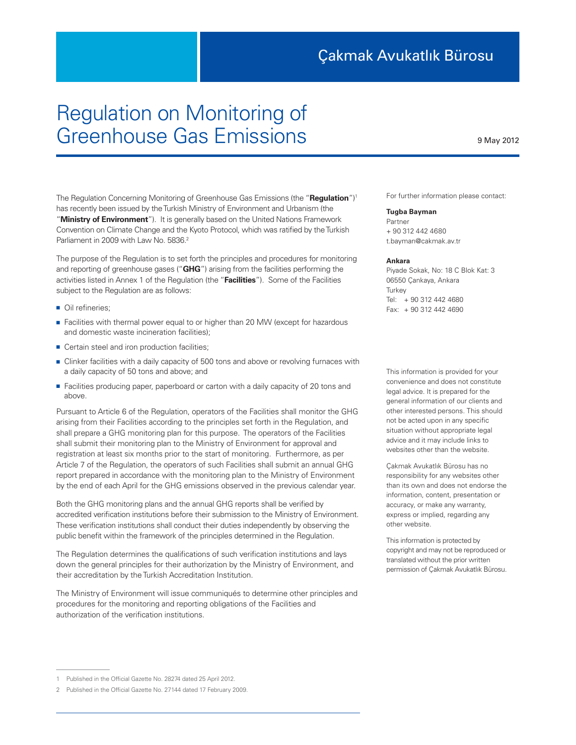Çakmak Avukatlık Bürosu

# Regulation on Monitoring of Greenhouse Gas Emissions

9 May 2012

The Regulation Concerning Monitoring of Greenhouse Gas Emissions (the "**Regulation**")[1] has recently been issued by the Turkish Ministry of Environment and Urbanism (the "**Ministry of Environment**"). It is generally based on the United Nations Framework Convention on Climate Change and the Kyoto Protocol, which was ratified by the Turkish Parliament in 2009 with Law No. 5836.[2]

The purpose of the Regulation is to set forth the principles and procedures for monitoring and reporting of greenhouse gases ("**GHG**") arising from the facilities performing the activities listed in Annex 1 of the Regulation (the "**Facilities**"). Some of the Facilities subject to the Regulation are as follows:

- Oil refineries;
- Facilities with thermal power equal to or higher than 20 MW (except for hazardous and domestic waste incineration facilities);
- Certain steel and iron production facilities;
- Clinker facilities with a daily capacity of 500 tons and above or revolving furnaces with a daily capacity of 50 tons and above; and
- Facilities producing paper, paperboard or carton with a daily capacity of 20 tons and above.

Pursuant to Article 6 of the Regulation, operators of the Facilities shall monitor the GHG arising from their Facilities according to the principles set forth in the Regulation, and shall prepare a GHG monitoring plan for this purpose. The operators of the Facilities shall submit their monitoring plan to the Ministry of Environment for approval and registration at least six months prior to the start of monitoring. Furthermore, as per Article 7 of the Regulation, the operators of such Facilities shall submit an annual GHG report prepared in accordance with the monitoring plan to the Ministry of Environment by the end of each April for the GHG emissions observed in the previous calendar year.

Both the GHG monitoring plans and the annual GHG reports shall be verified by accredited verification institutions before their submission to the Ministry of Environment. These verification institutions shall conduct their duties independently by observing the public benefit within the framework of the principles determined in the Regulation.

The Regulation determines the qualifications of such verification institutions and lays down the general principles for their authorization by the Ministry of Environment, and their accreditation by the Turkish Accreditation Institution.

The Ministry of Environment will issue communiqués to determine other principles and procedures for the monitoring and reporting obligations of the Facilities and authorization of the verification institutions.

1 Published in the Official Gazette No. 28274 dated 25 April 2012.

2 Published in the Official Gazette No. 27144 dated 17 February 2009.

For further information please contact:

**Tugba Bayman**
Partner
+ 90 312 442 4680
t.bayman@cakmak.av.tr

**Ankara**
Piyade Sokak, No: 18 C Blok Kat: 3
06550 Çankaya, Ankara
Turkey
Tel: + 90 312 442 4680
Fax: + 90 312 442 4690

This information is provided for your convenience and does not constitute legal advice. It is prepared for the general information of our clients and other interested persons. This should not be acted upon in any specific situation without appropriate legal advice and it may include links to websites other than the website.

Çakmak Avukatlık Bürosu has no responsibility for any websites other than its own and does not endorse the information, content, presentation or accuracy, or make any warranty, express or implied, regarding any other website.

This information is protected by copyright and may not be reproduced or translated without the prior written permission of Çakmak Avukatlık Bürosu.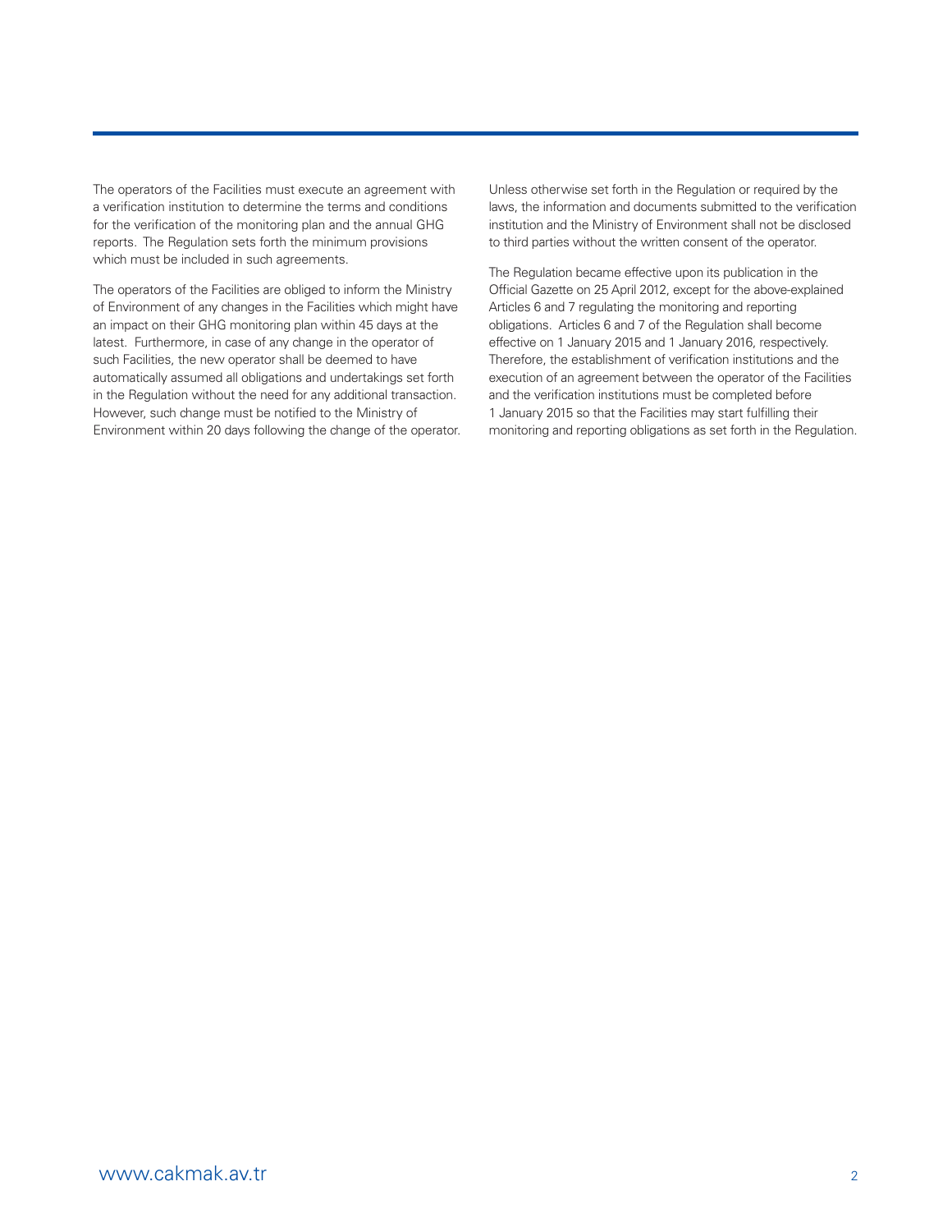The operators of the Facilities must execute an agreement with a verification institution to determine the terms and conditions for the verification of the monitoring plan and the annual GHG reports. The Regulation sets forth the minimum provisions which must be included in such agreements.

The operators of the Facilities are obliged to inform the Ministry of Environment of any changes in the Facilities which might have an impact on their GHG monitoring plan within 45 days at the latest. Furthermore, in case of any change in the operator of such Facilities, the new operator shall be deemed to have automatically assumed all obligations and undertakings set forth in the Regulation without the need for any additional transaction. However, such change must be notified to the Ministry of Environment within 20 days following the change of the operator.

Unless otherwise set forth in the Regulation or required by the laws, the information and documents submitted to the verification institution and the Ministry of Environment shall not be disclosed to third parties without the written consent of the operator.

The Regulation became effective upon its publication in the Official Gazette on 25 April 2012, except for the above-explained Articles 6 and 7 regulating the monitoring and reporting obligations. Articles 6 and 7 of the Regulation shall become effective on 1 January 2015 and 1 January 2016, respectively. Therefore, the establishment of verification institutions and the execution of an agreement between the operator of the Facilities and the verification institutions must be completed before 1 January 2015 so that the Facilities may start fulfilling their monitoring and reporting obligations as set forth in the Regulation.